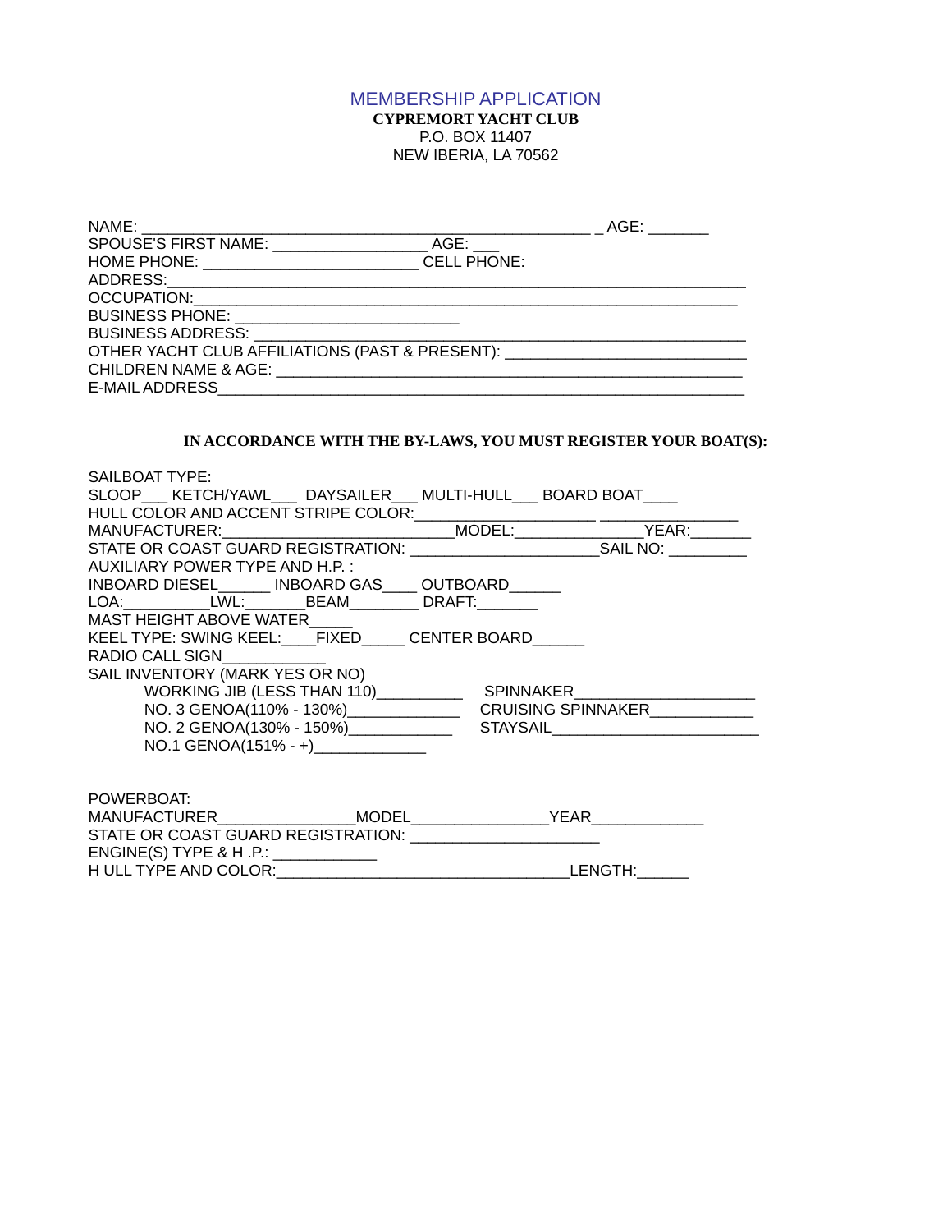# MEMBERSHIP APPLICATION

**CYPREMORT YACHT CLUB**
P.O. BOX 11407
NEW IBERIA, LA 70562

NAME: ______________________________________________________ _ AGE: _______
SPOUSE'S FIRST NAME: __________________ AGE: ___
HOME PHONE: _________________________ CELL PHONE:
ADDRESS:____________________________________________________________________
OCCUPATION:_________________________________________________________________
BUSINESS PHONE: __________________________
BUSINESS ADDRESS: ___________________________________________________________
OTHER YACHT CLUB AFFILIATIONS (PAST & PRESENT): ___________________________
CHILDREN NAME & AGE: ______________________________________________________
E-MAIL ADDRESS______________________________________________________________

**IN ACCORDANCE WITH THE BY-LAWS, YOU MUST REGISTER YOUR BOAT(S):**

SAILBOAT TYPE:
SLOOP___ KETCH/YAWL___ DAYSAILER___ MULTI-HULL___ BOARD BOAT____
HULL COLOR AND ACCENT STRIPE COLOR:_____________________ ________________
MANUFACTURER:___________________________MODEL:_______________YEAR:_______
STATE OR COAST GUARD REGISTRATION: ______________________SAIL NO: _________
AUXILIARY POWER TYPE AND H.P. :
INBOARD DIESEL______ INBOARD GAS____ OUTBOARD______
LOA:__________LWL:_______BEAM________ DRAFT:_______
MAST HEIGHT ABOVE WATER_____
KEEL TYPE: SWING KEEL:____FIXED_____ CENTER BOARD______
RADIO CALL SIGN____________
SAIL INVENTORY (MARK YES OR NO)

- WORKING JIB (LESS THAN 110)__________
- NO. 3 GENOA(110% - 130%)_____________
- NO. 2 GENOA(130% - 150%)____________
- NO.1 GENOA(151% - +)_____________
- SPINNAKER_____________________
- CRUISING SPINNAKER____________
- STAYSAIL________________________

POWERBOAT:
MANUFACTURER________________MODEL________________YEAR_____________
STATE OR COAST GUARD REGISTRATION: ______________________
ENGINE(S) TYPE & H .P.: ____________
H ULL TYPE AND COLOR:__________________________________LENGTH:______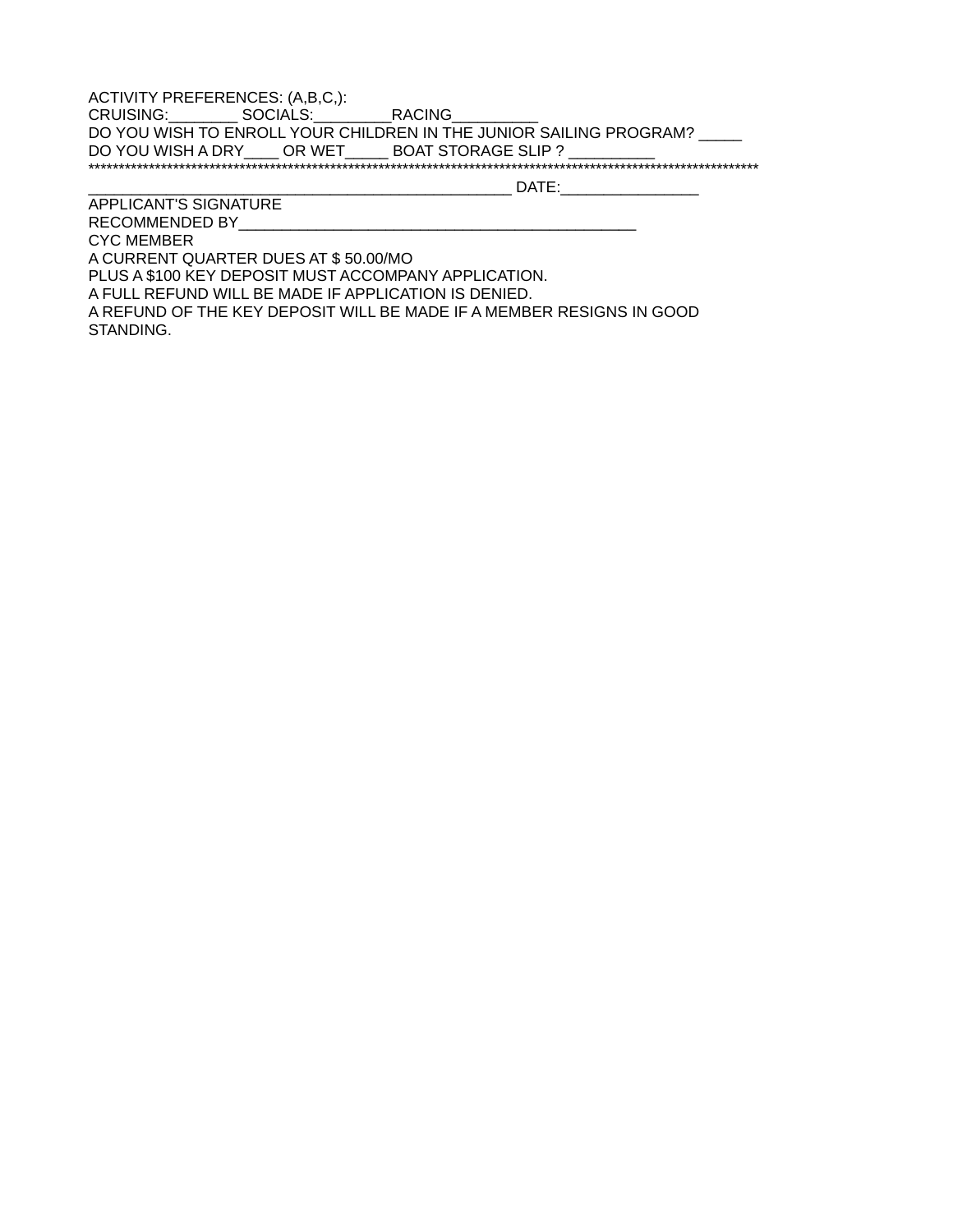ACTIVITY PREFERENCES: (A,B,C,):
CRUISING:________ SOCIALS:_________RACING__________
DO YOU WISH TO ENROLL YOUR CHILDREN IN THE JUNIOR SAILING PROGRAM? _____
DO YOU WISH A DRY____ OR WET_____ BOAT STORAGE SLIP ? __________

*******************************************************************************************************************

__________________________________________________ DATE:________________
APPLICANT'S SIGNATURE
RECOMMENDED BY_______________________________________________
CYC MEMBER
A CURRENT QUARTER DUES AT $ 50.00/MO
PLUS A $100 KEY DEPOSIT MUST ACCOMPANY APPLICATION.
A FULL REFUND WILL BE MADE IF APPLICATION IS DENIED.
A REFUND OF THE KEY DEPOSIT WILL BE MADE IF A MEMBER RESIGNS IN GOOD STANDING.